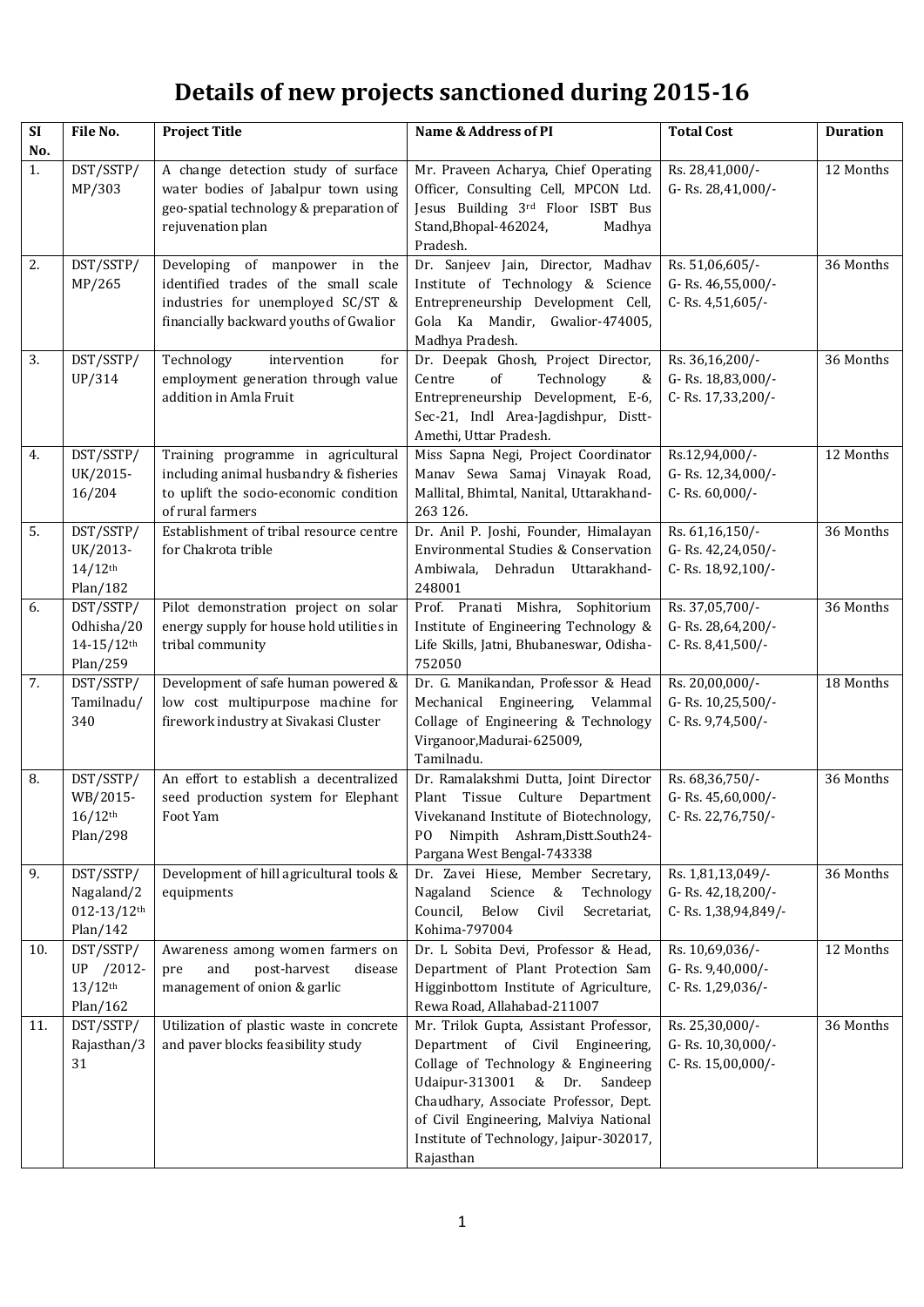# Details of new projects sanctioned during 2015-16

| SI No. | File No. | Project Title | Name & Address of PI | Total Cost | Duration |
|---|---|---|---|---|---|
| 1. | DST/SSTP/ MP/303 | A change detection study of surface water bodies of Jabalpur town using geo-spatial technology & preparation of rejuvenation plan | Mr. Praveen Acharya, Chief Operating Officer, Consulting Cell, MPCON Ltd. Jesus Building 3rd Floor ISBT Bus Stand,Bhopal-462024, Madhya Pradesh. | Rs. 28,41,000/- G- Rs. 28,41,000/- | 12 Months |
| 2. | DST/SSTP/ MP/265 | Developing of manpower in the identified trades of the small scale industries for unemployed SC/ST & financially backward youths of Gwalior | Dr. Sanjeev Jain, Director, Madhav Institute of Technology & Science Entrepreneurship Development Cell, Gola Ka Mandir, Gwalior-474005, Madhya Pradesh. | Rs. 51,06,605/- G- Rs. 46,55,000/- C- Rs. 4,51,605/- | 36 Months |
| 3. | DST/SSTP/ UP/314 | Technology intervention for employment generation through value addition in Amla Fruit | Dr. Deepak Ghosh, Project Director, Centre of Technology & Entrepreneurship Development, E-6, Sec-21, Indl Area-Jagdishpur, Distt-Amethi, Uttar Pradesh. | Rs. 36,16,200/- G- Rs. 18,83,000/- C- Rs. 17,33,200/- | 36 Months |
| 4. | DST/SSTP/ UK/2015-16/204 | Training programme in agricultural including animal husbandry & fisheries to uplift the socio-economic condition of rural farmers | Miss Sapna Negi, Project Coordinator Manav Sewa Samaj Vinayak Road, Mallital, Bhimtal, Nanital, Uttarakhand-263 126. | Rs.12,94,000/- G- Rs. 12,34,000/- C- Rs. 60,000/- | 12 Months |
| 5. | DST/SSTP/ UK/2013-14/12th Plan/182 | Establishment of tribal resource centre for Chakrota trible | Dr. Anil P. Joshi, Founder, Himalayan Environmental Studies & Conservation Ambiwala, Dehradun Uttarakhand-248001 | Rs. 61,16,150/- G- Rs. 42,24,050/- C- Rs. 18,92,100/- | 36 Months |
| 6. | DST/SSTP/ Odhisha/2014-15/12th Plan/259 | Pilot demonstration project on solar energy supply for house hold utilities in tribal community | Prof. Pranati Mishra, Sophitorium Institute of Engineering Technology & Life Skills, Jatni, Bhubaneswar, Odisha-752050 | Rs. 37,05,700/- G- Rs. 28,64,200/- C- Rs. 8,41,500/- | 36 Months |
| 7. | DST/SSTP/ Tamilnadu/ 340 | Development of safe human powered & low cost multipurpose machine for firework industry at Sivakasi Cluster | Dr. G. Manikandan, Professor & Head Mechanical Engineering, Velammal Collage of Engineering & Technology Virganoor,Madurai-625009, Tamilnadu. | Rs. 20,00,000/- G- Rs. 10,25,500/- C- Rs. 9,74,500/- | 18 Months |
| 8. | DST/SSTP/ WB/2015-16/12th Plan/298 | An effort to establish a decentralized seed production system for Elephant Foot Yam | Dr. Ramalakshmi Dutta, Joint Director Plant Tissue Culture Department Vivekanand Institute of Biotechnology, PO Nimpith Ashram,Distt.South24-Pargana West Bengal-743338 | Rs. 68,36,750/- G- Rs. 45,60,000/- C- Rs. 22,76,750/- | 36 Months |
| 9. | DST/SSTP/ Nagaland/2012-13/12th Plan/142 | Development of hill agricultural tools & equipments | Dr. Zavei Hiese, Member Secretary, Nagaland Science & Technology Council, Below Civil Secretariat, Kohima-797004 | Rs. 1,81,13,049/- G- Rs. 42,18,200/- C- Rs. 1,38,94,849/- | 36 Months |
| 10. | DST/SSTP/ UP /2012-13/12th Plan/162 | Awareness among women farmers on pre and post-harvest disease management of onion & garlic | Dr. L Sobita Devi, Professor & Head, Department of Plant Protection Sam Higginbottom Institute of Agriculture, Rewa Road, Allahabad-211007 | Rs. 10,69,036/- G- Rs. 9,40,000/- C- Rs. 1,29,036/- | 12 Months |
| 11. | DST/SSTP/ Rajasthan/331 | Utilization of plastic waste in concrete and paver blocks feasibility study | Mr. Trilok Gupta, Assistant Professor, Department of Civil Engineering, Collage of Technology & Engineering Udaipur-313001 & Dr. Sandeep Chaudhary, Associate Professor, Dept. of Civil Engineering, Malviya National Institute of Technology, Jaipur-302017, Rajasthan | Rs. 25,30,000/- G- Rs. 10,30,000/- C- Rs. 15,00,000/- | 36 Months |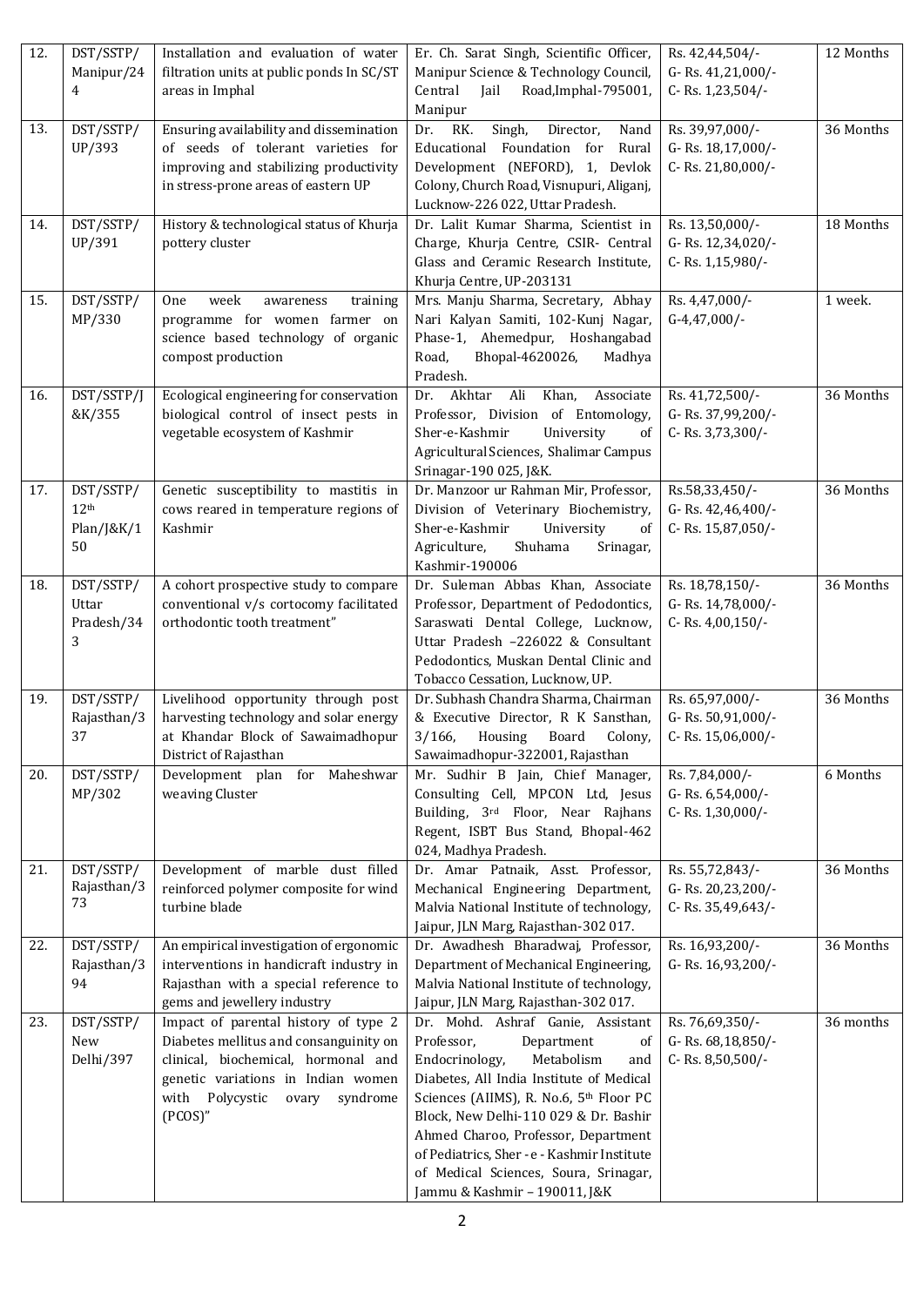| 12. | DST/SSTP/ Manipur/244 | Installation and evaluation of water filtration units at public ponds In SC/ST areas in Imphal | Er. Ch. Sarat Singh, Scientific Officer, Manipur Science & Technology Council, Central Jail Road,Imphal-795001, Manipur | Rs. 42,44,504/- G- Rs. 41,21,000/- C- Rs. 1,23,504/- | 12 Months |
|---|---|---|---|---|---|
| 13. | DST/SSTP/ UP/393 | Ensuring availability and dissemination of seeds of tolerant varieties for improving and stabilizing productivity in stress-prone areas of eastern UP | Dr. RK. Singh, Director, Nand Educational Foundation for Rural Development (NEFORD), 1, Devlok Colony, Church Road, Visnupuri, Aliganj, Lucknow-226 022, Uttar Pradesh. | Rs. 39,97,000/- G- Rs. 18,17,000/- C- Rs. 21,80,000/- | 36 Months |
| 14. | DST/SSTP/ UP/391 | History & technological status of Khurja pottery cluster | Dr. Lalit Kumar Sharma, Scientist in Charge, Khurja Centre, CSIR- Central Glass and Ceramic Research Institute, Khurja Centre, UP-203131 | Rs. 13,50,000/- G- Rs. 12,34,020/- C- Rs. 1,15,980/- | 18 Months |
| 15. | DST/SSTP/ MP/330 | One week awareness training programme for women farmer on science based technology of organic compost production | Mrs. Manju Sharma, Secretary, Abhay Nari Kalyan Samiti, 102-Kunj Nagar, Phase-1, Ahemedpur, Hoshangabad Road, Bhopal-4620026, Madhya Pradesh. | Rs. 4,47,000/- G-4,47,000/- | 1 week. |
| 16. | DST/SSTP/J&K/355 | Ecological engineering for conservation biological control of insect pests in vegetable ecosystem of Kashmir | Dr. Akhtar Ali Khan, Associate Professor, Division of Entomology, Sher-e-Kashmir University of Agricultural Sciences, Shalimar Campus Srinagar-190 025, J&K. | Rs. 41,72,500/- G- Rs. 37,99,200/- C- Rs. 3,73,300/- | 36 Months |
| 17. | DST/SSTP/ 12th Plan/J&K/150 | Genetic susceptibility to mastitis in cows reared in temperature regions of Kashmir | Dr. Manzoor ur Rahman Mir, Professor, Division of Veterinary Biochemistry, Sher-e-Kashmir University of Agriculture, Shuhama Srinagar, Kashmir-190006 | Rs.58,33,450/- G- Rs. 42,46,400/- C- Rs. 15,87,050/- | 36 Months |
| 18. | DST/SSTP/ Uttar Pradesh/343 | A cohort prospective study to compare conventional v/s cortocomy facilitated orthodontic tooth treatment" | Dr. Suleman Abbas Khan, Associate Professor, Department of Pedodontics, Saraswati Dental College, Lucknow, Uttar Pradesh –226022 & Consultant Pedodontics, Muskan Dental Clinic and Tobacco Cessation, Lucknow, UP. | Rs. 18,78,150/- G- Rs. 14,78,000/- C- Rs. 4,00,150/- | 36 Months |
| 19. | DST/SSTP/ Rajasthan/337 | Livelihood opportunity through post harvesting technology and solar energy at Khandar Block of Sawaimadhopur District of Rajasthan | Dr. Subhash Chandra Sharma, Chairman & Executive Director, R K Sansthan, 3/166, Housing Board Colony, Sawaimadhopur-322001, Rajasthan | Rs. 65,97,000/- G- Rs. 50,91,000/- C- Rs. 15,06,000/- | 36 Months |
| 20. | DST/SSTP/ MP/302 | Development plan for Maheshwar weaving Cluster | Mr. Sudhir B Jain, Chief Manager, Consulting Cell, MPCON Ltd, Jesus Building, 3rd Floor, Near Rajhans Regent, ISBT Bus Stand, Bhopal-462 024, Madhya Pradesh. | Rs. 7,84,000/- G- Rs. 6,54,000/- C- Rs. 1,30,000/- | 6 Months |
| 21. | DST/SSTP/ Rajasthan/373 | Development of marble dust filled reinforced polymer composite for wind turbine blade | Dr. Amar Patnaik, Asst. Professor, Mechanical Engineering Department, Malvia National Institute of technology, Jaipur, JLN Marg, Rajasthan-302 017. | Rs. 55,72,843/- G- Rs. 20,23,200/- C- Rs. 35,49,643/- | 36 Months |
| 22. | DST/SSTP/ Rajasthan/394 | An empirical investigation of ergonomic interventions in handicraft industry in Rajasthan with a special reference to gems and jewellery industry | Dr. Awadhesh Bharadwaj, Professor, Department of Mechanical Engineering, Malvia National Institute of technology, Jaipur, JLN Marg, Rajasthan-302 017. | Rs. 16,93,200/- G- Rs. 16,93,200/- | 36 Months |
| 23. | DST/SSTP/ New Delhi/397 | Impact of parental history of type 2 Diabetes mellitus and consanguinity on clinical, biochemical, hormonal and genetic variations in Indian women with Polycystic ovary syndrome (PCOS)" | Dr. Mohd. Ashraf Ganie, Assistant Professor, Department of Endocrinology, Metabolism and Diabetes, All India Institute of Medical Sciences (AIIMS), R. No.6, 5th Floor PC Block, New Delhi-110 029 & Dr. Bashir Ahmed Charoo, Professor, Department of Pediatrics, Sher - e - Kashmir Institute of Medical Sciences, Soura, Srinagar, Jammu & Kashmir – 190011, J&K | Rs. 76,69,350/- G- Rs. 68,18,850/- C- Rs. 8,50,500/- | 36 months |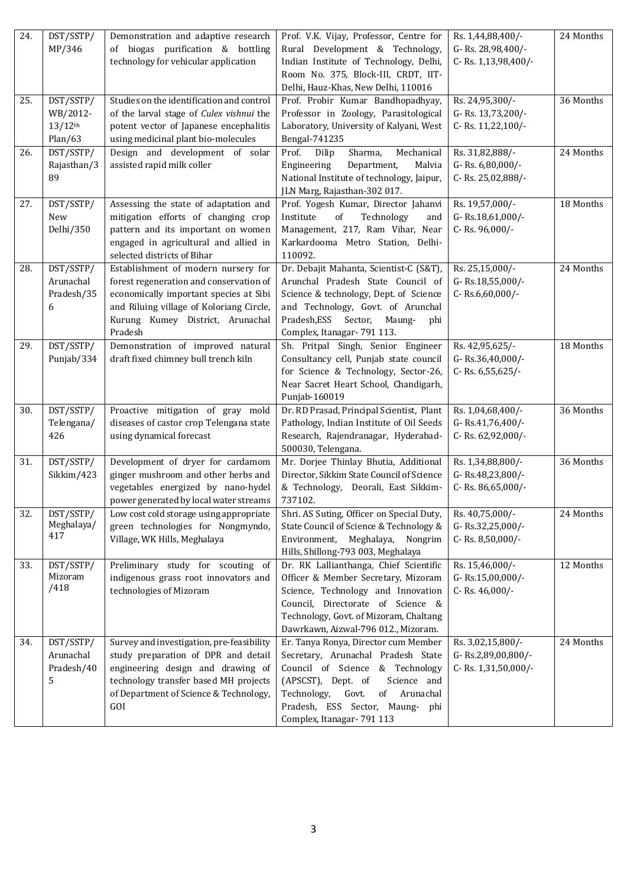| | | | | | |
|---|---|---|---|---|---|
| 24. | DST/SSTP/ MP/346 | Demonstration and adaptive research of biogas purification & bottling technology for vehicular application | Prof. V.K. Vijay, Professor, Centre for Rural Development & Technology, Indian Institute of Technology, Delhi, Room No. 375, Block-III, CRDT, IIT-Delhi, Hauz-Khas, New Delhi, 110016 | Rs. 1,44,88,400/- G- Rs. 28,98,400/- C- Rs. 1,13,98,400/- | 24 Months |
| 25. | DST/SSTP/ WB/2012-13/12th Plan/63 | Studies on the identification and control of the larval stage of *Culex vishnui* the potent vector of Japanese encephalitis using medicinal plant bio-molecules | Prof. Probir Kumar Bandhopadhyay, Professor in Zoology, Parasitological Laboratory, University of Kalyani, West Bengal-741235 | Rs. 24,95,300/- G- Rs. 13,73,200/- C- Rs. 11,22,100/- | 36 Months |
| 26. | DST/SSTP/ Rajasthan/389 | Design and development of solar assisted rapid milk coller | Prof. Dilip Sharma, Mechanical Engineering Department, Malvia National Institute of technology, Jaipur, JLN Marg, Rajasthan-302 017. | Rs. 31,82,888/- G- Rs. 6,80,000/- C- Rs. 25,02,888/- | 24 Months |
| 27. | DST/SSTP/ New Delhi/350 | Assessing the state of adaptation and mitigation efforts of changing crop pattern and its important on women engaged in agricultural and allied in selected districts of Bihar | Prof. Yogesh Kumar, Director Jahanvi Institute of Technology and Management, 217, Ram Vihar, Near Karkardooma Metro Station, Delhi-110092. | Rs. 19,57,000/- G- Rs.18,61,000/- C- Rs. 96,000/- | 18 Months |
| 28. | DST/SSTP/ Arunachal Pradesh/356 | Establishment of modern nursery for forest regeneration and conservation of economically important species at Sibi and Riluing village of Koloriang Circle, Kurung Kumey District, Arunachal Pradesh | Dr. Debajit Mahanta, Scientist-C (S&T), Arunchal Pradesh State Council of Science & technology, Dept. of Science and Technology, Govt. of Arunchal Pradesh,ESS Sector, Maung- phi Complex, Itanagar- 791 113. | Rs. 25,15,000/- G- Rs.18,55,000/- C- Rs.6,60,000/- | 24 Months |
| 29. | DST/SSTP/ Punjab/334 | Demonstration of improved natural draft fixed chimney bull trench kiln | Sh. Pritpal Singh, Senior Engineer Consultancy cell, Punjab state council for Science & Technology, Sector-26, Near Sacret Heart School, Chandigarh, Punjab-160019 | Rs. 42,95,625/- G- Rs.36,40,000/- C- Rs. 6,55,625/- | 18 Months |
| 30. | DST/SSTP/ Telengana/426 | Proactive mitigation of gray mold diseases of castor crop Telengana state using dynamical forecast | Dr. RD Prasad, Principal Scientist, Plant Pathology, Indian Institute of Oil Seeds Research, Rajendranagar, Hyderabad-500030, Telengana. | Rs. 1,04,68,400/- G- Rs.41,76,400/- C- Rs. 62,92,000/- | 36 Months |
| 31. | DST/SSTP/ Sikkim/423 | Development of dryer for cardamom ginger mushroom and other herbs and vegetables energized by nano-hydel power generated by local water streams | Mr. Dorjee Thinlay Bhutia, Additional Director, Sikkim State Council of Science & Technology, Deorali, East Sikkim-737102. | Rs. 1,34,88,800/- G- Rs.48,23,800/- C- Rs. 86,65,000/- | 36 Months |
| 32. | DST/SSTP/ Meghalaya/417 | Low cost cold storage using appropriate green technologies for Nongmyndo, Village, WK Hills, Meghalaya | Shri. AS Suting, Officer on Special Duty, State Council of Science & Technology & Environment, Meghalaya, Nongrim Hills, Shillong-793 003, Meghalaya | Rs. 40,75,000/- G- Rs.32,25,000/- C- Rs. 8,50,000/- | 24 Months |
| 33. | DST/SSTP/ Mizoram /418 | Preliminary study for scouting of indigenous grass root innovators and technologies of Mizoram | Dr. RK Lallianthanga, Chief Scientific Officer & Member Secretary, Mizoram Science, Technology and Innovation Council, Directorate of Science & Technology, Govt. of Mizoram, Chaltang Dawrkawn, Aizwal-796 012., Mizoram. | Rs. 15,46,000/- G- Rs.15,00,000/- C- Rs. 46,000/- | 12 Months |
| 34. | DST/SSTP/ Arunachal Pradesh/405 | Survey and investigation, pre-feasibility study preparation of DPR and detail engineering design and drawing of technology transfer based MH projects of Department of Science & Technology, GOI | Er. Tanya Ronya, Director cum Member Secretary, Arunachal Pradesh State Council of Science & Technology (APSCST), Dept. of Science and Technology, Govt. of Arunachal Pradesh, ESS Sector, Maung- phi Complex, Itanagar- 791 113 | Rs. 3,02,15,800/- G- Rs.2,89,00,800/- C- Rs. 1,31,50,000/- | 24 Months |